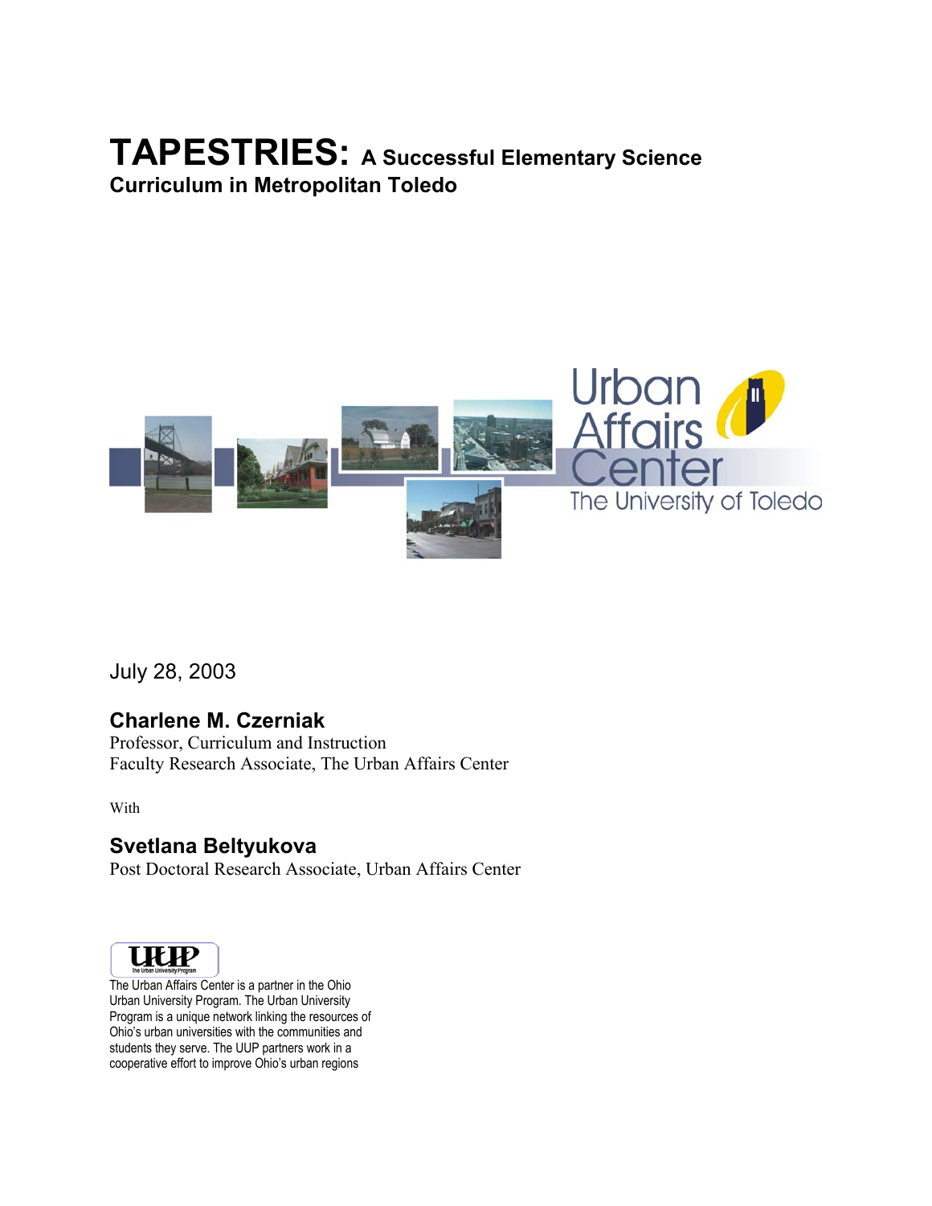# TAPESTRIES: A Successful Elementary Science Curriculum in Metropolitan Toledo

Urban Affairs Center
The University of Toledo

July 28, 2003

**Charlene M. Czerniak**
Professor, Curriculum and Instruction
Faculty Research Associate, The Urban Affairs Center

With

**Svetlana Beltyukova**
Post Doctoral Research Associate, Urban Affairs Center

UUP
The Urban University Program

The Urban Affairs Center is a partner in the Ohio Urban University Program. The Urban University Program is a unique network linking the resources of Ohio's urban universities with the communities and students they serve. The UUP partners work in a cooperative effort to improve Ohio's urban regions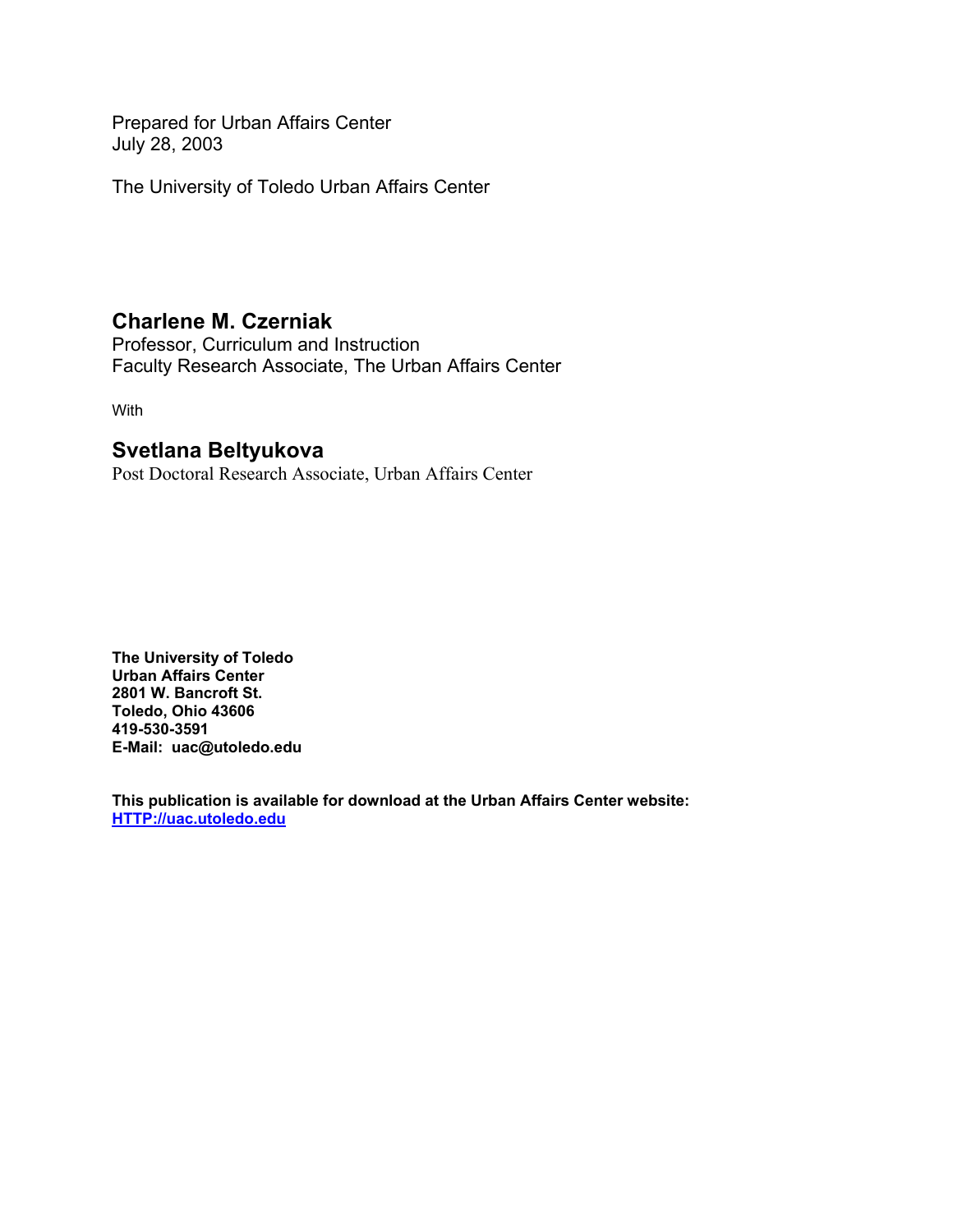Prepared for Urban Affairs Center
July 28, 2003

The University of Toledo Urban Affairs Center

## Charlene M. Czerniak

Professor, Curriculum and Instruction
Faculty Research Associate, The Urban Affairs Center

With

## Svetlana Beltyukova

Post Doctoral Research Associate, Urban Affairs Center

**The University of Toledo**
**Urban Affairs Center**
**2801 W. Bancroft St.**
**Toledo, Ohio 43606**
**419-530-3591**
**E-Mail: uac@utoledo.edu**

**This publication is available for download at the Urban Affairs Center website:**
**[HTTP://uac.utoledo.edu](HTTP://uac.utoledo.edu)**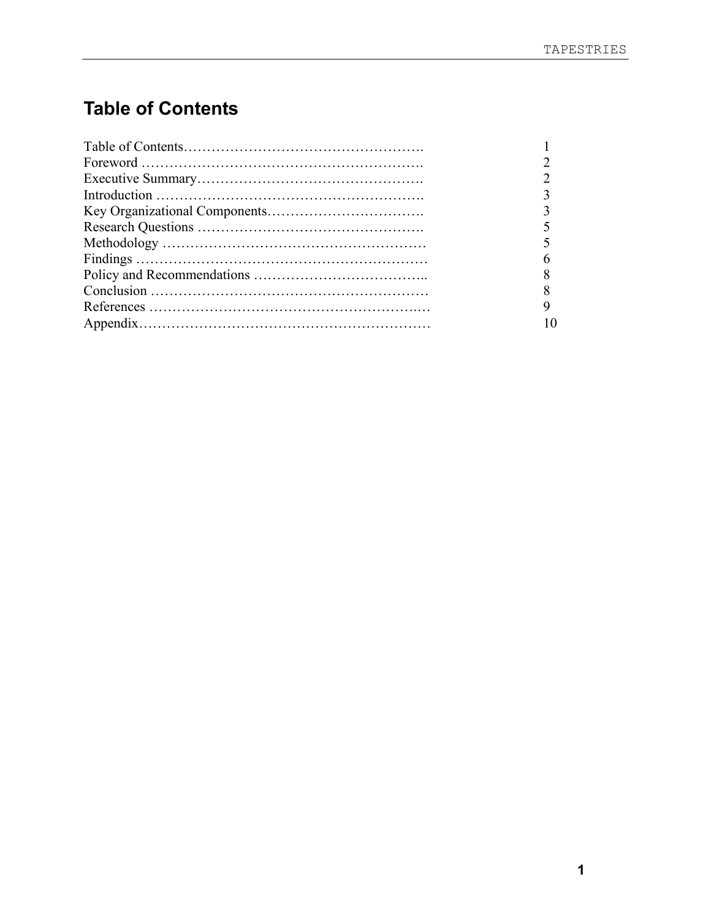# Table of Contents

| | |
|---|---|
| Table of Contents……………………………………………. | 1 |
| Foreword ……………………………………………………. | 2 |
| Executive Summary…………………………………………. | 2 |
| Introduction …………………………………………………. | 3 |
| Key Organizational Components……………………………. | 3 |
| Research Questions …………………………………………. | 5 |
| Methodology ………………………………………………… | 5 |
| Findings ……………………………………………………… | 6 |
| Policy and Recommendations ……………………………….. | 8 |
| Conclusion …………………………………………………… | 8 |
| References ……………………………………………….…. | 9 |
| Appendix……………………………………………………. | 10 |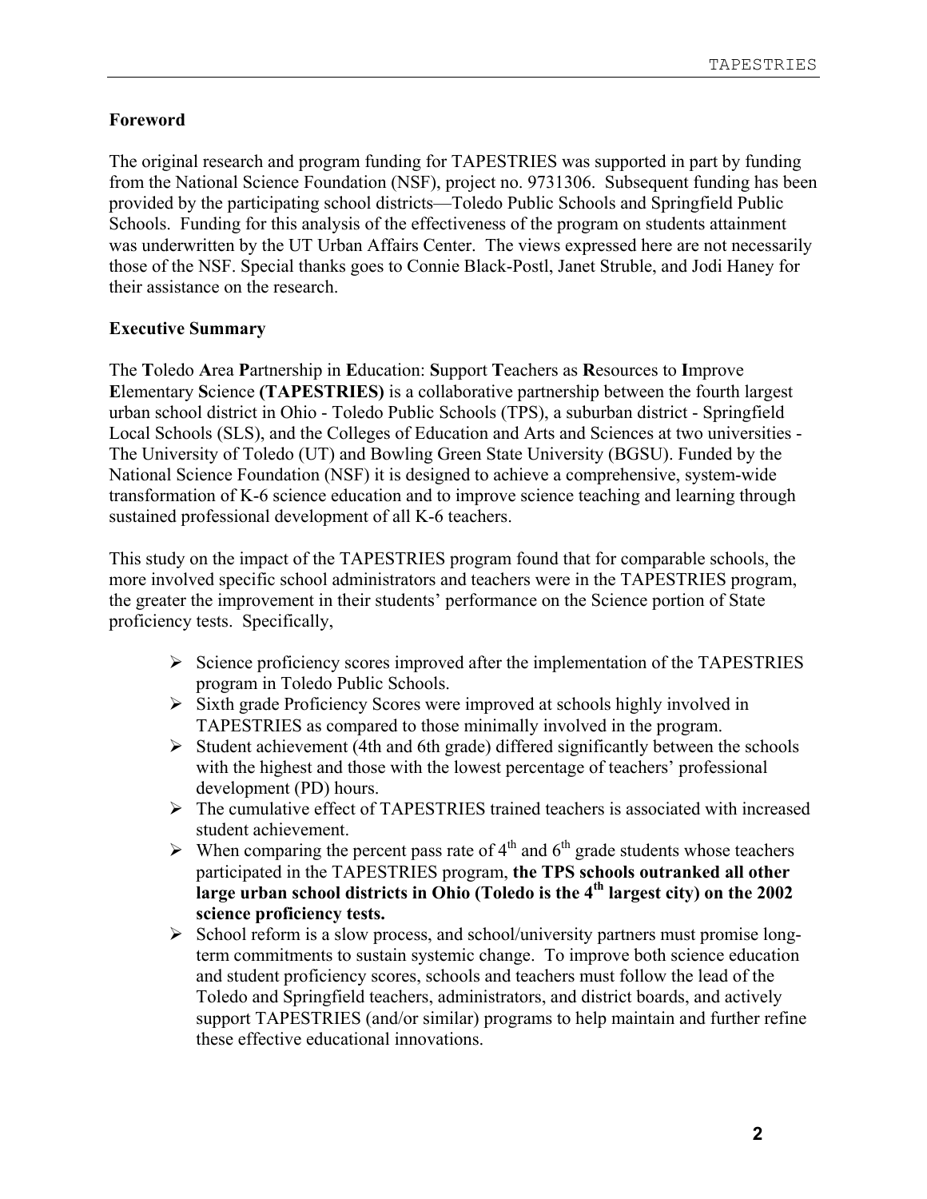## Foreword

The original research and program funding for TAPESTRIES was supported in part by funding from the National Science Foundation (NSF), project no. 9731306. Subsequent funding has been provided by the participating school districts—Toledo Public Schools and Springfield Public Schools. Funding for this analysis of the effectiveness of the program on students attainment was underwritten by the UT Urban Affairs Center. The views expressed here are not necessarily those of the NSF. Special thanks goes to Connie Black-Postl, Janet Struble, and Jodi Haney for their assistance on the research.

## Executive Summary

The **T**oledo **A**rea **P**artnership in **E**ducation: **S**upport **T**eachers as **R**esources to **I**mprove **E**lementary **S**cience **(TAPESTRIES)** is a collaborative partnership between the fourth largest urban school district in Ohio - Toledo Public Schools (TPS), a suburban district - Springfield Local Schools (SLS), and the Colleges of Education and Arts and Sciences at two universities - The University of Toledo (UT) and Bowling Green State University (BGSU). Funded by the National Science Foundation (NSF) it is designed to achieve a comprehensive, system-wide transformation of K-6 science education and to improve science teaching and learning through sustained professional development of all K-6 teachers.

This study on the impact of the TAPESTRIES program found that for comparable schools, the more involved specific school administrators and teachers were in the TAPESTRIES program, the greater the improvement in their students' performance on the Science portion of State proficiency tests. Specifically,

- Science proficiency scores improved after the implementation of the TAPESTRIES program in Toledo Public Schools.
- Sixth grade Proficiency Scores were improved at schools highly involved in TAPESTRIES as compared to those minimally involved in the program.
- Student achievement (4th and 6th grade) differed significantly between the schools with the highest and those with the lowest percentage of teachers' professional development (PD) hours.
- The cumulative effect of TAPESTRIES trained teachers is associated with increased student achievement.
- When comparing the percent pass rate of 4th and 6th grade students whose teachers participated in the TAPESTRIES program, **the TPS schools outranked all other large urban school districts in Ohio (Toledo is the 4th largest city) on the 2002 science proficiency tests.**
- School reform is a slow process, and school/university partners must promise long-term commitments to sustain systemic change. To improve both science education and student proficiency scores, schools and teachers must follow the lead of the Toledo and Springfield teachers, administrators, and district boards, and actively support TAPESTRIES (and/or similar) programs to help maintain and further refine these effective educational innovations.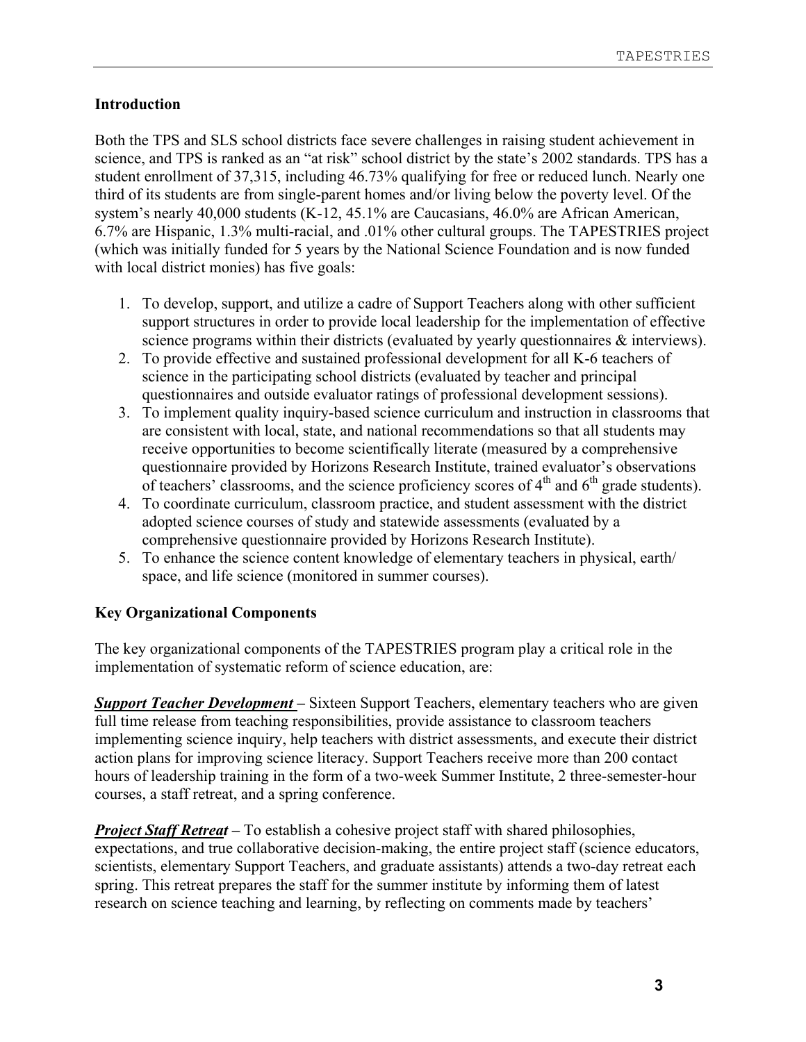### Introduction

Both the TPS and SLS school districts face severe challenges in raising student achievement in science, and TPS is ranked as an "at risk" school district by the state's 2002 standards. TPS has a student enrollment of 37,315, including 46.73% qualifying for free or reduced lunch. Nearly one third of its students are from single-parent homes and/or living below the poverty level. Of the system's nearly 40,000 students (K-12, 45.1% are Caucasians, 46.0% are African American, 6.7% are Hispanic, 1.3% multi-racial, and .01% other cultural groups. The TAPESTRIES project (which was initially funded for 5 years by the National Science Foundation and is now funded with local district monies) has five goals:

1. To develop, support, and utilize a cadre of Support Teachers along with other sufficient support structures in order to provide local leadership for the implementation of effective science programs within their districts (evaluated by yearly questionnaires & interviews).
2. To provide effective and sustained professional development for all K-6 teachers of science in the participating school districts (evaluated by teacher and principal questionnaires and outside evaluator ratings of professional development sessions).
3. To implement quality inquiry-based science curriculum and instruction in classrooms that are consistent with local, state, and national recommendations so that all students may receive opportunities to become scientifically literate (measured by a comprehensive questionnaire provided by Horizons Research Institute, trained evaluator's observations of teachers' classrooms, and the science proficiency scores of 4th and 6th grade students).
4. To coordinate curriculum, classroom practice, and student assessment with the district adopted science courses of study and statewide assessments (evaluated by a comprehensive questionnaire provided by Horizons Research Institute).
5. To enhance the science content knowledge of elementary teachers in physical, earth/ space, and life science (monitored in summer courses).

### Key Organizational Components

The key organizational components of the TAPESTRIES program play a critical role in the implementation of systematic reform of science education, are:

***Support Teacher Development*** – Sixteen Support Teachers, elementary teachers who are given full time release from teaching responsibilities, provide assistance to classroom teachers implementing science inquiry, help teachers with district assessments, and execute their district action plans for improving science literacy. Support Teachers receive more than 200 contact hours of leadership training in the form of a two-week Summer Institute, 2 three-semester-hour courses, a staff retreat, and a spring conference.

***Project Staff Retreat*** – To establish a cohesive project staff with shared philosophies, expectations, and true collaborative decision-making, the entire project staff (science educators, scientists, elementary Support Teachers, and graduate assistants) attends a two-day retreat each spring. This retreat prepares the staff for the summer institute by informing them of latest research on science teaching and learning, by reflecting on comments made by teachers'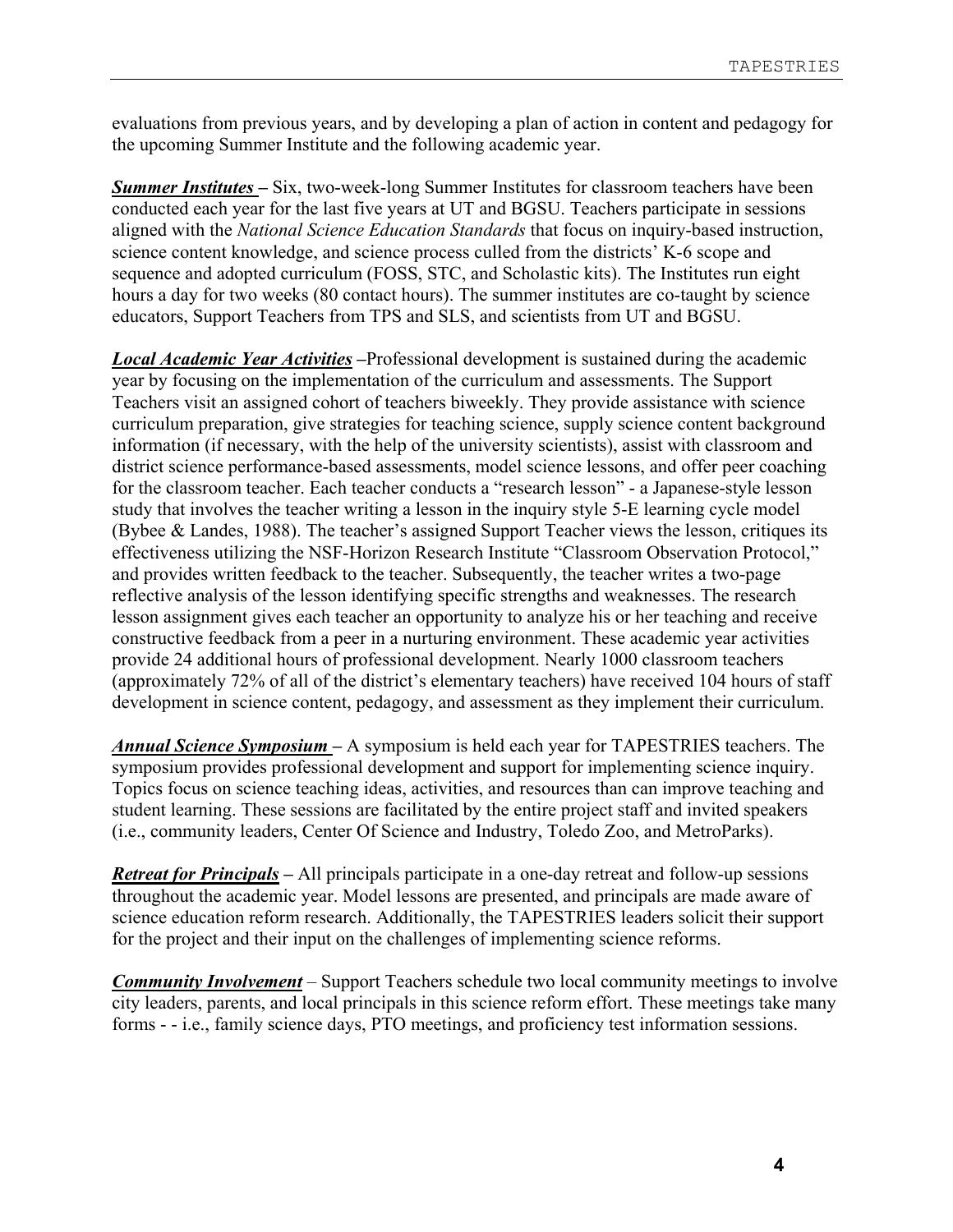evaluations from previous years, and by developing a plan of action in content and pedagogy for the upcoming Summer Institute and the following academic year.

***Summer Institutes*** **–** Six, two-week-long Summer Institutes for classroom teachers have been conducted each year for the last five years at UT and BGSU. Teachers participate in sessions aligned with the *National Science Education Standards* that focus on inquiry-based instruction, science content knowledge, and science process culled from the districts' K-6 scope and sequence and adopted curriculum (FOSS, STC, and Scholastic kits). The Institutes run eight hours a day for two weeks (80 contact hours). The summer institutes are co-taught by science educators, Support Teachers from TPS and SLS, and scientists from UT and BGSU.

***Local Academic Year Activities*** **–**Professional development is sustained during the academic year by focusing on the implementation of the curriculum and assessments. The Support Teachers visit an assigned cohort of teachers biweekly. They provide assistance with science curriculum preparation, give strategies for teaching science, supply science content background information (if necessary, with the help of the university scientists), assist with classroom and district science performance-based assessments, model science lessons, and offer peer coaching for the classroom teacher. Each teacher conducts a "research lesson" - a Japanese-style lesson study that involves the teacher writing a lesson in the inquiry style 5-E learning cycle model (Bybee & Landes, 1988). The teacher's assigned Support Teacher views the lesson, critiques its effectiveness utilizing the NSF-Horizon Research Institute "Classroom Observation Protocol," and provides written feedback to the teacher. Subsequently, the teacher writes a two-page reflective analysis of the lesson identifying specific strengths and weaknesses. The research lesson assignment gives each teacher an opportunity to analyze his or her teaching and receive constructive feedback from a peer in a nurturing environment. These academic year activities provide 24 additional hours of professional development. Nearly 1000 classroom teachers (approximately 72% of all of the district's elementary teachers) have received 104 hours of staff development in science content, pedagogy, and assessment as they implement their curriculum.

***Annual Science Symposium*** **–** A symposium is held each year for TAPESTRIES teachers. The symposium provides professional development and support for implementing science inquiry. Topics focus on science teaching ideas, activities, and resources than can improve teaching and student learning. These sessions are facilitated by the entire project staff and invited speakers (i.e., community leaders, Center Of Science and Industry, Toledo Zoo, and MetroParks).

***Retreat for Principals*** **–** All principals participate in a one-day retreat and follow-up sessions throughout the academic year. Model lessons are presented, and principals are made aware of science education reform research. Additionally, the TAPESTRIES leaders solicit their support for the project and their input on the challenges of implementing science reforms.

***Community Involvement*** – Support Teachers schedule two local community meetings to involve city leaders, parents, and local principals in this science reform effort. These meetings take many forms - - i.e., family science days, PTO meetings, and proficiency test information sessions.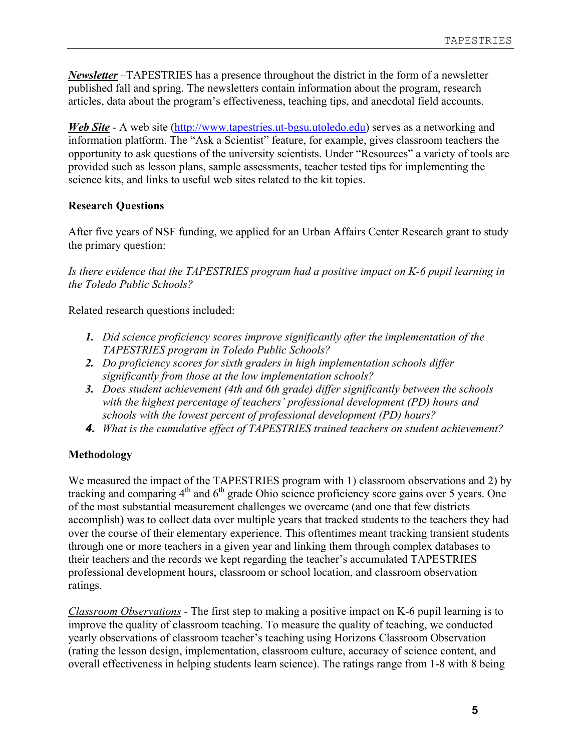***Newsletter*** –TAPESTRIES has a presence throughout the district in the form of a newsletter published fall and spring. The newsletters contain information about the program, research articles, data about the program's effectiveness, teaching tips, and anecdotal field accounts.

***Web Site*** - A web site (http://www.tapestries.ut-bgsu.utoledo.edu) serves as a networking and information platform. The "Ask a Scientist" feature, for example, gives classroom teachers the opportunity to ask questions of the university scientists. Under "Resources" a variety of tools are provided such as lesson plans, sample assessments, teacher tested tips for implementing the science kits, and links to useful web sites related to the kit topics.

**Research Questions**

After five years of NSF funding, we applied for an Urban Affairs Center Research grant to study the primary question:

*Is there evidence that the TAPESTRIES program had a positive impact on K-6 pupil learning in the Toledo Public Schools?*

Related research questions included:

1. *Did science proficiency scores improve significantly after the implementation of the TAPESTRIES program in Toledo Public Schools?*
2. *Do proficiency scores for sixth graders in high implementation schools differ significantly from those at the low implementation schools?*
3. *Does student achievement (4th and 6th grade) differ significantly between the schools with the highest percentage of teachers' professional development (PD) hours and schools with the lowest percent of professional development (PD) hours?*
4. *What is the cumulative effect of TAPESTRIES trained teachers on student achievement?*

**Methodology**

We measured the impact of the TAPESTRIES program with 1) classroom observations and 2) by tracking and comparing 4th and 6th grade Ohio science proficiency score gains over 5 years. One of the most substantial measurement challenges we overcame (and one that few districts accomplish) was to collect data over multiple years that tracked students to the teachers they had over the course of their elementary experience. This oftentimes meant tracking transient students through one or more teachers in a given year and linking them through complex databases to their teachers and the records we kept regarding the teacher's accumulated TAPESTRIES professional development hours, classroom or school location, and classroom observation ratings.

*Classroom Observations* - The first step to making a positive impact on K-6 pupil learning is to improve the quality of classroom teaching. To measure the quality of teaching, we conducted yearly observations of classroom teacher's teaching using Horizons Classroom Observation (rating the lesson design, implementation, classroom culture, accuracy of science content, and overall effectiveness in helping students learn science). The ratings range from 1-8 with 8 being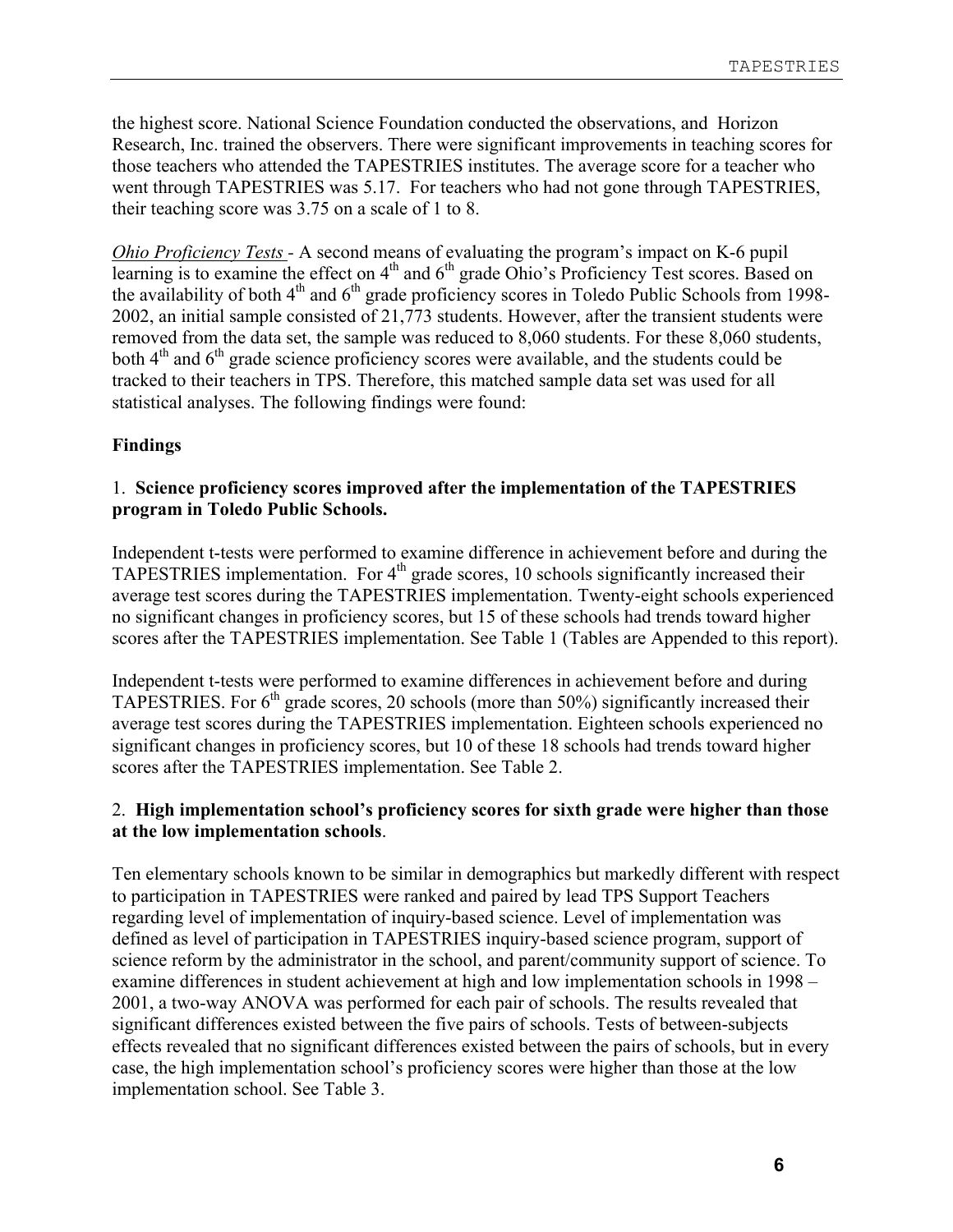the highest score. National Science Foundation conducted the observations, and Horizon Research, Inc. trained the observers. There were significant improvements in teaching scores for those teachers who attended the TAPESTRIES institutes. The average score for a teacher who went through TAPESTRIES was 5.17. For teachers who had not gone through TAPESTRIES, their teaching score was 3.75 on a scale of 1 to 8.

*Ohio Proficiency Tests* - A second means of evaluating the program's impact on K-6 pupil learning is to examine the effect on 4th and 6th grade Ohio's Proficiency Test scores. Based on the availability of both 4th and 6th grade proficiency scores in Toledo Public Schools from 1998-2002, an initial sample consisted of 21,773 students. However, after the transient students were removed from the data set, the sample was reduced to 8,060 students. For these 8,060 students, both 4th and 6th grade science proficiency scores were available, and the students could be tracked to their teachers in TPS. Therefore, this matched sample data set was used for all statistical analyses. The following findings were found:

**Findings**

1. **Science proficiency scores improved after the implementation of the TAPESTRIES program in Toledo Public Schools.**

Independent t-tests were performed to examine difference in achievement before and during the TAPESTRIES implementation. For 4th grade scores, 10 schools significantly increased their average test scores during the TAPESTRIES implementation. Twenty-eight schools experienced no significant changes in proficiency scores, but 15 of these schools had trends toward higher scores after the TAPESTRIES implementation. See Table 1 (Tables are Appended to this report).

Independent t-tests were performed to examine differences in achievement before and during TAPESTRIES. For 6th grade scores, 20 schools (more than 50%) significantly increased their average test scores during the TAPESTRIES implementation. Eighteen schools experienced no significant changes in proficiency scores, but 10 of these 18 schools had trends toward higher scores after the TAPESTRIES implementation. See Table 2.

2. **High implementation school's proficiency scores for sixth grade were higher than those at the low implementation schools**.

Ten elementary schools known to be similar in demographics but markedly different with respect to participation in TAPESTRIES were ranked and paired by lead TPS Support Teachers regarding level of implementation of inquiry-based science. Level of implementation was defined as level of participation in TAPESTRIES inquiry-based science program, support of science reform by the administrator in the school, and parent/community support of science. To examine differences in student achievement at high and low implementation schools in 1998 – 2001, a two-way ANOVA was performed for each pair of schools. The results revealed that significant differences existed between the five pairs of schools. Tests of between-subjects effects revealed that no significant differences existed between the pairs of schools, but in every case, the high implementation school's proficiency scores were higher than those at the low implementation school. See Table 3.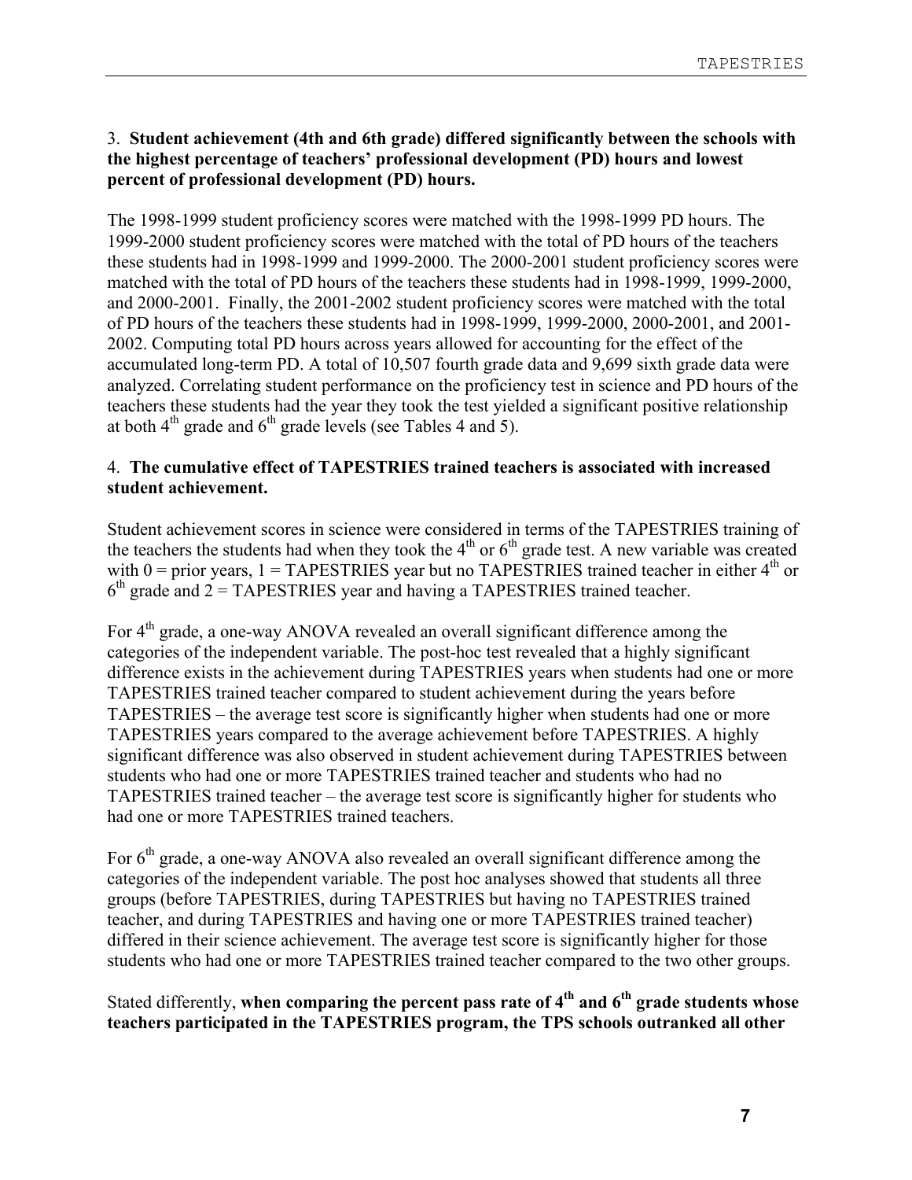3. **Student achievement (4th and 6th grade) differed significantly between the schools with the highest percentage of teachers' professional development (PD) hours and lowest percent of professional development (PD) hours.**

The 1998-1999 student proficiency scores were matched with the 1998-1999 PD hours. The 1999-2000 student proficiency scores were matched with the total of PD hours of the teachers these students had in 1998-1999 and 1999-2000. The 2000-2001 student proficiency scores were matched with the total of PD hours of the teachers these students had in 1998-1999, 1999-2000, and 2000-2001. Finally, the 2001-2002 student proficiency scores were matched with the total of PD hours of the teachers these students had in 1998-1999, 1999-2000, 2000-2001, and 2001-2002. Computing total PD hours across years allowed for accounting for the effect of the accumulated long-term PD. A total of 10,507 fourth grade data and 9,699 sixth grade data were analyzed. Correlating student performance on the proficiency test in science and PD hours of the teachers these students had the year they took the test yielded a significant positive relationship at both 4th grade and 6th grade levels (see Tables 4 and 5).

4. **The cumulative effect of TAPESTRIES trained teachers is associated with increased student achievement.**

Student achievement scores in science were considered in terms of the TAPESTRIES training of the teachers the students had when they took the 4th or 6th grade test. A new variable was created with 0 = prior years, 1 = TAPESTRIES year but no TAPESTRIES trained teacher in either 4th or 6th grade and 2 = TAPESTRIES year and having a TAPESTRIES trained teacher.

For 4th grade, a one-way ANOVA revealed an overall significant difference among the categories of the independent variable. The post-hoc test revealed that a highly significant difference exists in the achievement during TAPESTRIES years when students had one or more TAPESTRIES trained teacher compared to student achievement during the years before TAPESTRIES – the average test score is significantly higher when students had one or more TAPESTRIES years compared to the average achievement before TAPESTRIES. A highly significant difference was also observed in student achievement during TAPESTRIES between students who had one or more TAPESTRIES trained teacher and students who had no TAPESTRIES trained teacher – the average test score is significantly higher for students who had one or more TAPESTRIES trained teachers.

For 6th grade, a one-way ANOVA also revealed an overall significant difference among the categories of the independent variable. The post hoc analyses showed that students all three groups (before TAPESTRIES, during TAPESTRIES but having no TAPESTRIES trained teacher, and during TAPESTRIES and having one or more TAPESTRIES trained teacher) differed in their science achievement. The average test score is significantly higher for those students who had one or more TAPESTRIES trained teacher compared to the two other groups.

Stated differently, **when comparing the percent pass rate of 4th and 6th grade students whose teachers participated in the TAPESTRIES program, the TPS schools outranked all other**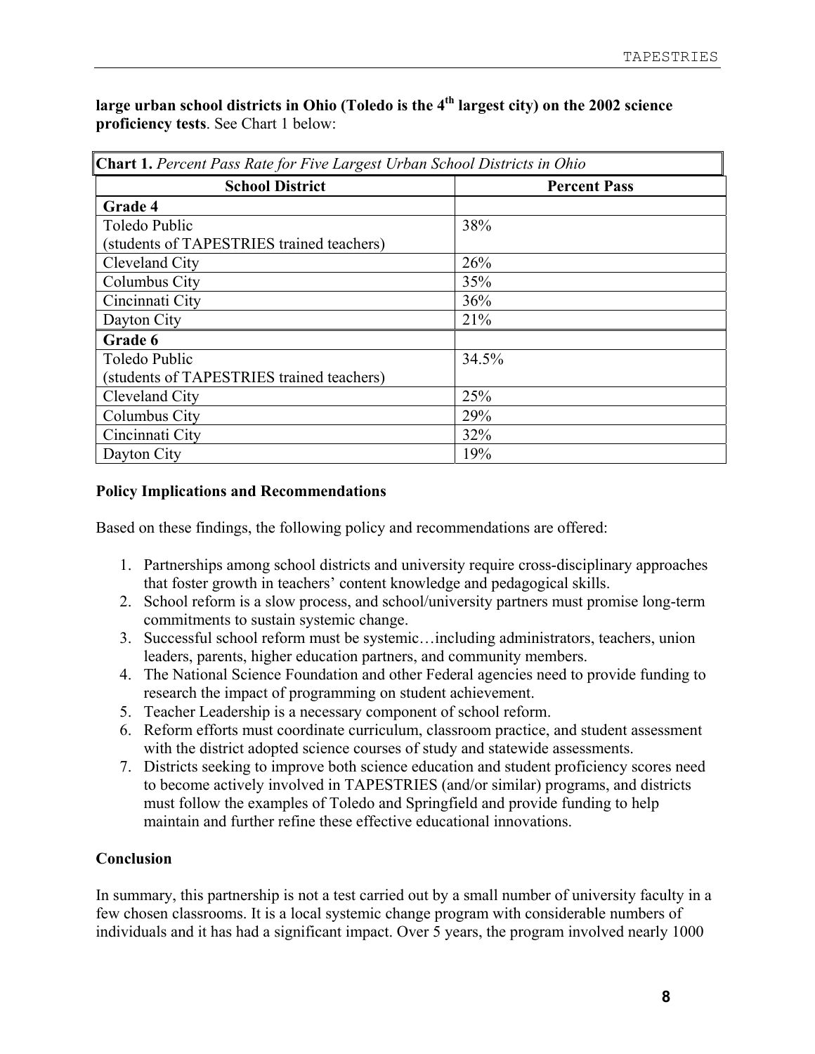**large urban school districts in Ohio (Toledo is the 4th largest city) on the 2002 science proficiency tests**. See Chart 1 below:

**Chart 1.** *Percent Pass Rate for Five Largest Urban School Districts in Ohio*

| School District | Percent Pass |
|---|---|
| **Grade 4** | |
| Toledo Public (students of TAPESTRIES trained teachers) | 38% |
| Cleveland City | 26% |
| Columbus City | 35% |
| Cincinnati City | 36% |
| Dayton City | 21% |
| **Grade 6** | |
| Toledo Public (students of TAPESTRIES trained teachers) | 34.5% |
| Cleveland City | 25% |
| Columbus City | 29% |
| Cincinnati City | 32% |
| Dayton City | 19% |

**Policy Implications and Recommendations**

Based on these findings, the following policy and recommendations are offered:

1. Partnerships among school districts and university require cross-disciplinary approaches that foster growth in teachers' content knowledge and pedagogical skills.
2. School reform is a slow process, and school/university partners must promise long-term commitments to sustain systemic change.
3. Successful school reform must be systemic…including administrators, teachers, union leaders, parents, higher education partners, and community members.
4. The National Science Foundation and other Federal agencies need to provide funding to research the impact of programming on student achievement.
5. Teacher Leadership is a necessary component of school reform.
6. Reform efforts must coordinate curriculum, classroom practice, and student assessment with the district adopted science courses of study and statewide assessments.
7. Districts seeking to improve both science education and student proficiency scores need to become actively involved in TAPESTRIES (and/or similar) programs, and districts must follow the examples of Toledo and Springfield and provide funding to help maintain and further refine these effective educational innovations.

**Conclusion**

In summary, this partnership is not a test carried out by a small number of university faculty in a few chosen classrooms. It is a local systemic change program with considerable numbers of individuals and it has had a significant impact. Over 5 years, the program involved nearly 1000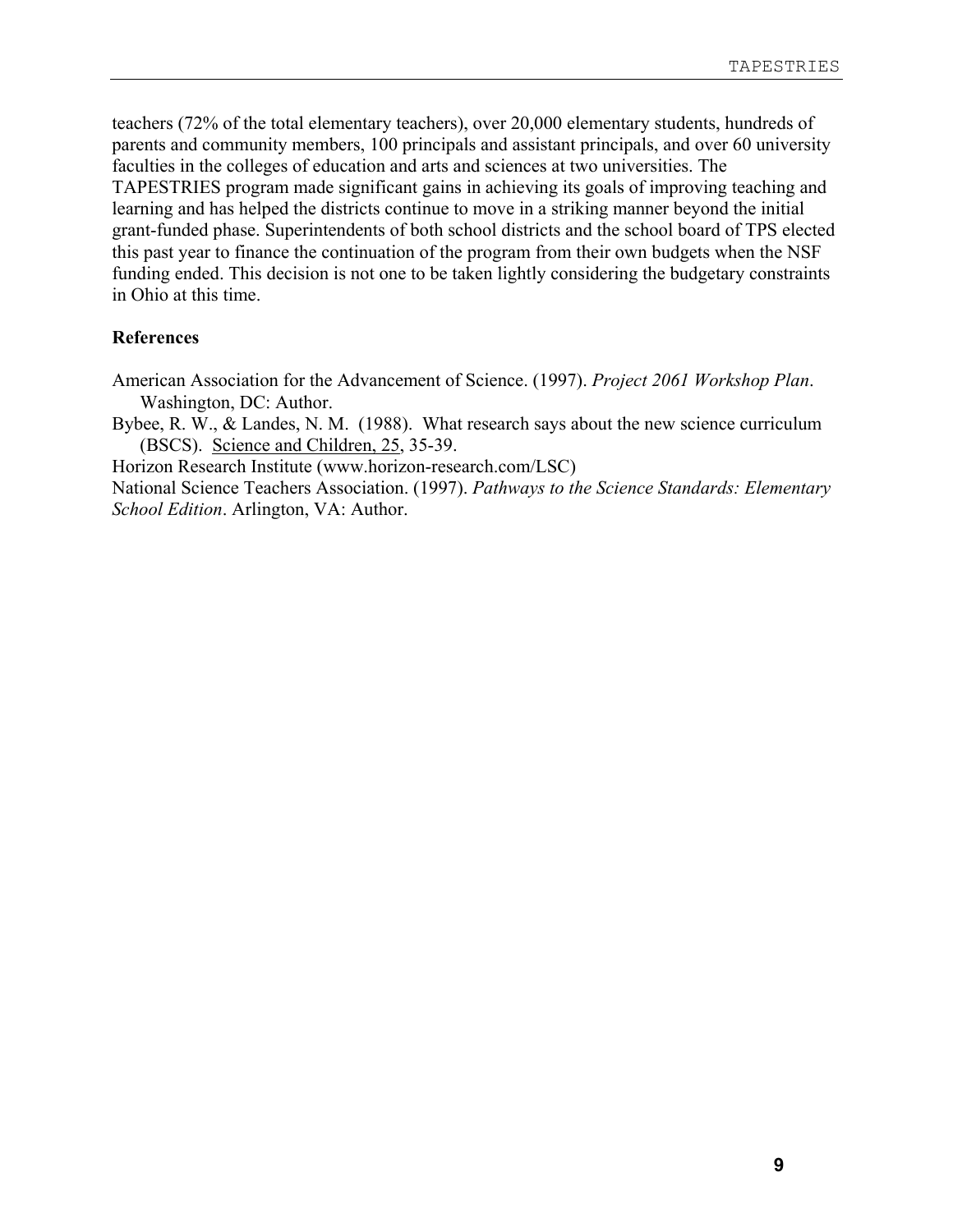teachers (72% of the total elementary teachers), over 20,000 elementary students, hundreds of parents and community members, 100 principals and assistant principals, and over 60 university faculties in the colleges of education and arts and sciences at two universities. The TAPESTRIES program made significant gains in achieving its goals of improving teaching and learning and has helped the districts continue to move in a striking manner beyond the initial grant-funded phase. Superintendents of both school districts and the school board of TPS elected this past year to finance the continuation of the program from their own budgets when the NSF funding ended. This decision is not one to be taken lightly considering the budgetary constraints in Ohio at this time.

**References**

American Association for the Advancement of Science. (1997). *Project 2061 Workshop Plan*. Washington, DC: Author.

Bybee, R. W., & Landes, N. M. (1988). What research says about the new science curriculum (BSCS). Science and Children, 25, 35-39.

Horizon Research Institute (www.horizon-research.com/LSC)

National Science Teachers Association. (1997). *Pathways to the Science Standards: Elementary School Edition*. Arlington, VA: Author.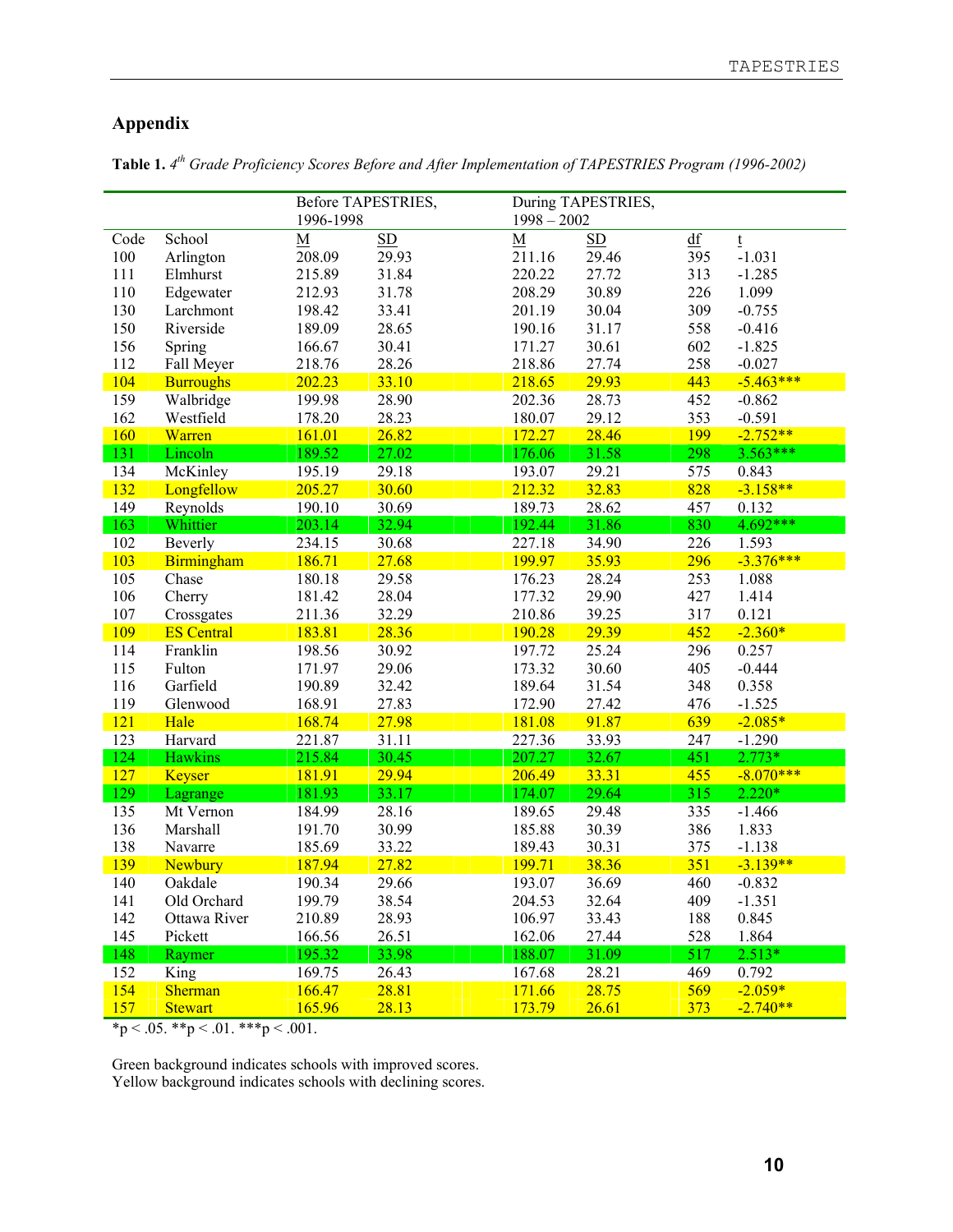## Appendix

**Table 1.** *4th Grade Proficiency Scores Before and After Implementation of TAPESTRIES Program (1996-2002)*

| | | Before TAPESTRIES, 1996-1998 | | During TAPESTRIES, 1998 – 2002 | | | |
|---|---|---|---|---|---|---|---|
| Code | School | M | SD | M | SD | df | t |
| 100 | Arlington | 208.09 | 29.93 | 211.16 | 29.46 | 395 | -1.031 |
| 111 | Elmhurst | 215.89 | 31.84 | 220.22 | 27.72 | 313 | -1.285 |
| 110 | Edgewater | 212.93 | 31.78 | 208.29 | 30.89 | 226 | 1.099 |
| 130 | Larchmont | 198.42 | 33.41 | 201.19 | 30.04 | 309 | -0.755 |
| 150 | Riverside | 189.09 | 28.65 | 190.16 | 31.17 | 558 | -0.416 |
| 156 | Spring | 166.67 | 30.41 | 171.27 | 30.61 | 602 | -1.825 |
| 112 | Fall Meyer | 218.76 | 28.26 | 218.86 | 27.74 | 258 | -0.027 |
| 104 | Burroughs | 202.23 | 33.10 | 218.65 | 29.93 | 443 | -5.463*** |
| 159 | Walbridge | 199.98 | 28.90 | 202.36 | 28.73 | 452 | -0.862 |
| 162 | Westfield | 178.20 | 28.23 | 180.07 | 29.12 | 353 | -0.591 |
| 160 | Warren | 161.01 | 26.82 | 172.27 | 28.46 | 199 | -2.752** |
| 131 | Lincoln | 189.52 | 27.02 | 176.06 | 31.58 | 298 | 3.563*** |
| 134 | McKinley | 195.19 | 29.18 | 193.07 | 29.21 | 575 | 0.843 |
| 132 | Longfellow | 205.27 | 30.60 | 212.32 | 32.83 | 828 | -3.158** |
| 149 | Reynolds | 190.10 | 30.69 | 189.73 | 28.62 | 457 | 0.132 |
| 163 | Whittier | 203.14 | 32.94 | 192.44 | 31.86 | 830 | 4.692*** |
| 102 | Beverly | 234.15 | 30.68 | 227.18 | 34.90 | 226 | 1.593 |
| 103 | Birmingham | 186.71 | 27.68 | 199.97 | 35.93 | 296 | -3.376*** |
| 105 | Chase | 180.18 | 29.58 | 176.23 | 28.24 | 253 | 1.088 |
| 106 | Cherry | 181.42 | 28.04 | 177.32 | 29.90 | 427 | 1.414 |
| 107 | Crossgates | 211.36 | 32.29 | 210.86 | 39.25 | 317 | 0.121 |
| 109 | ES Central | 183.81 | 28.36 | 190.28 | 29.39 | 452 | -2.360* |
| 114 | Franklin | 198.56 | 30.92 | 197.72 | 25.24 | 296 | 0.257 |
| 115 | Fulton | 171.97 | 29.06 | 173.32 | 30.60 | 405 | -0.444 |
| 116 | Garfield | 190.89 | 32.42 | 189.64 | 31.54 | 348 | 0.358 |
| 119 | Glenwood | 168.91 | 27.83 | 172.90 | 27.42 | 476 | -1.525 |
| 121 | Hale | 168.74 | 27.98 | 181.08 | 91.87 | 639 | -2.085* |
| 123 | Harvard | 221.87 | 31.11 | 227.36 | 33.93 | 247 | -1.290 |
| 124 | Hawkins | 215.84 | 30.45 | 207.27 | 32.67 | 451 | 2.773* |
| 127 | Keyser | 181.91 | 29.94 | 206.49 | 33.31 | 455 | -8.070*** |
| 129 | Lagrange | 181.93 | 33.17 | 174.07 | 29.64 | 315 | 2.220* |
| 135 | Mt Vernon | 184.99 | 28.16 | 189.65 | 29.48 | 335 | -1.466 |
| 136 | Marshall | 191.70 | 30.99 | 185.88 | 30.39 | 386 | 1.833 |
| 138 | Navarre | 185.69 | 33.22 | 189.43 | 30.31 | 375 | -1.138 |
| 139 | Newbury | 187.94 | 27.82 | 199.71 | 38.36 | 351 | -3.139** |
| 140 | Oakdale | 190.34 | 29.66 | 193.07 | 36.69 | 460 | -0.832 |
| 141 | Old Orchard | 199.79 | 38.54 | 204.53 | 32.64 | 409 | -1.351 |
| 142 | Ottawa River | 210.89 | 28.93 | 106.97 | 33.43 | 188 | 0.845 |
| 145 | Pickett | 166.56 | 26.51 | 162.06 | 27.44 | 528 | 1.864 |
| 148 | Raymer | 195.32 | 33.98 | 188.07 | 31.09 | 517 | 2.513* |
| 152 | King | 169.75 | 26.43 | 167.68 | 28.21 | 469 | 0.792 |
| 154 | Sherman | 166.47 | 28.81 | 171.66 | 28.75 | 569 | -2.059* |
| 157 | Stewart | 165.96 | 28.13 | 173.79 | 26.61 | 373 | -2.740** |

*p < .05. **p < .01. ***p < .001.

Green background indicates schools with improved scores.
Yellow background indicates schools with declining scores.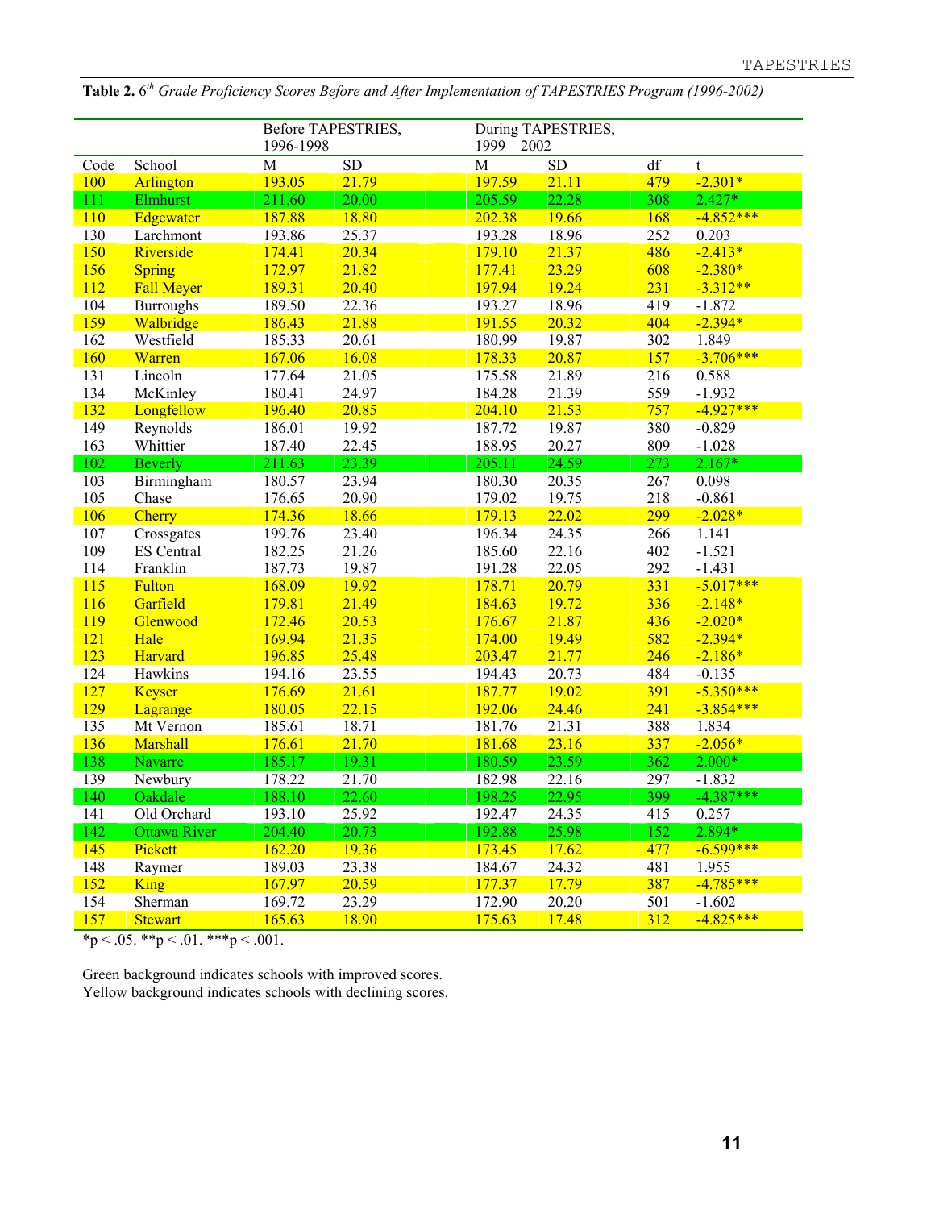**Table 2.** *6th Grade Proficiency Scores Before and After Implementation of TAPESTRIES Program (1996-2002)*

| | | Before TAPESTRIES, 1996-1998 | | During TAPESTRIES, 1999 – 2002 | | | |
|---|---|---|---|---|---|---|---|
| Code | School | M | SD | M | SD | df | t |
| 100 | Arlington | 193.05 | 21.79 | 197.59 | 21.11 | 479 | -2.301* |
| 111 | Elmhurst | 211.60 | 20.00 | 205.59 | 22.28 | 308 | 2.427* |
| 110 | Edgewater | 187.88 | 18.80 | 202.38 | 19.66 | 168 | -4.852*** |
| 130 | Larchmont | 193.86 | 25.37 | 193.28 | 18.96 | 252 | 0.203 |
| 150 | Riverside | 174.41 | 20.34 | 179.10 | 21.37 | 486 | -2.413* |
| 156 | Spring | 172.97 | 21.82 | 177.41 | 23.29 | 608 | -2.380* |
| 112 | Fall Meyer | 189.31 | 20.40 | 197.94 | 19.24 | 231 | -3.312** |
| 104 | Burroughs | 189.50 | 22.36 | 193.27 | 18.96 | 419 | -1.872 |
| 159 | Walbridge | 186.43 | 21.88 | 191.55 | 20.32 | 404 | -2.394* |
| 162 | Westfield | 185.33 | 20.61 | 180.99 | 19.87 | 302 | 1.849 |
| 160 | Warren | 167.06 | 16.08 | 178.33 | 20.87 | 157 | -3.706*** |
| 131 | Lincoln | 177.64 | 21.05 | 175.58 | 21.89 | 216 | 0.588 |
| 134 | McKinley | 180.41 | 24.97 | 184.28 | 21.39 | 559 | -1.932 |
| 132 | Longfellow | 196.40 | 20.85 | 204.10 | 21.53 | 757 | -4.927*** |
| 149 | Reynolds | 186.01 | 19.92 | 187.72 | 19.87 | 380 | -0.829 |
| 163 | Whittier | 187.40 | 22.45 | 188.95 | 20.27 | 809 | -1.028 |
| 102 | Beverly | 211.63 | 23.39 | 205.11 | 24.59 | 273 | 2.167* |
| 103 | Birmingham | 180.57 | 23.94 | 180.30 | 20.35 | 267 | 0.098 |
| 105 | Chase | 176.65 | 20.90 | 179.02 | 19.75 | 218 | -0.861 |
| 106 | Cherry | 174.36 | 18.66 | 179.13 | 22.02 | 299 | -2.028* |
| 107 | Crossgates | 199.76 | 23.40 | 196.34 | 24.35 | 266 | 1.141 |
| 109 | ES Central | 182.25 | 21.26 | 185.60 | 22.16 | 402 | -1.521 |
| 114 | Franklin | 187.73 | 19.87 | 191.28 | 22.05 | 292 | -1.431 |
| 115 | Fulton | 168.09 | 19.92 | 178.71 | 20.79 | 331 | -5.017*** |
| 116 | Garfield | 179.81 | 21.49 | 184.63 | 19.72 | 336 | -2.148* |
| 119 | Glenwood | 172.46 | 20.53 | 176.67 | 21.87 | 436 | -2.020* |
| 121 | Hale | 169.94 | 21.35 | 174.00 | 19.49 | 582 | -2.394* |
| 123 | Harvard | 196.85 | 25.48 | 203.47 | 21.77 | 246 | -2.186* |
| 124 | Hawkins | 194.16 | 23.55 | 194.43 | 20.73 | 484 | -0.135 |
| 127 | Keyser | 176.69 | 21.61 | 187.77 | 19.02 | 391 | -5.350*** |
| 129 | Lagrange | 180.05 | 22.15 | 192.06 | 24.46 | 241 | -3.854*** |
| 135 | Mt Vernon | 185.61 | 18.71 | 181.76 | 21.31 | 388 | 1.834 |
| 136 | Marshall | 176.61 | 21.70 | 181.68 | 23.16 | 337 | -2.056* |
| 138 | Navarre | 185.17 | 19.31 | 180.59 | 23.59 | 362 | 2.000* |
| 139 | Newbury | 178.22 | 21.70 | 182.98 | 22.16 | 297 | -1.832 |
| 140 | Oakdale | 188.10 | 22.60 | 198.25 | 22.95 | 399 | -4.387*** |
| 141 | Old Orchard | 193.10 | 25.92 | 192.47 | 24.35 | 415 | 0.257 |
| 142 | Ottawa River | 204.40 | 20.73 | 192.88 | 25.98 | 152 | 2.894* |
| 145 | Pickett | 162.20 | 19.36 | 173.45 | 17.62 | 477 | -6.599*** |
| 148 | Raymer | 189.03 | 23.38 | 184.67 | 24.32 | 481 | 1.955 |
| 152 | King | 167.97 | 20.59 | 177.37 | 17.79 | 387 | -4.785*** |
| 154 | Sherman | 169.72 | 23.29 | 172.90 | 20.20 | 501 | -1.602 |
| 157 | Stewart | 165.63 | 18.90 | 175.63 | 17.48 | 312 | -4.825*** |

*p < .05. **p < .01. ***p < .001.

Green background indicates schools with improved scores.
Yellow background indicates schools with declining scores.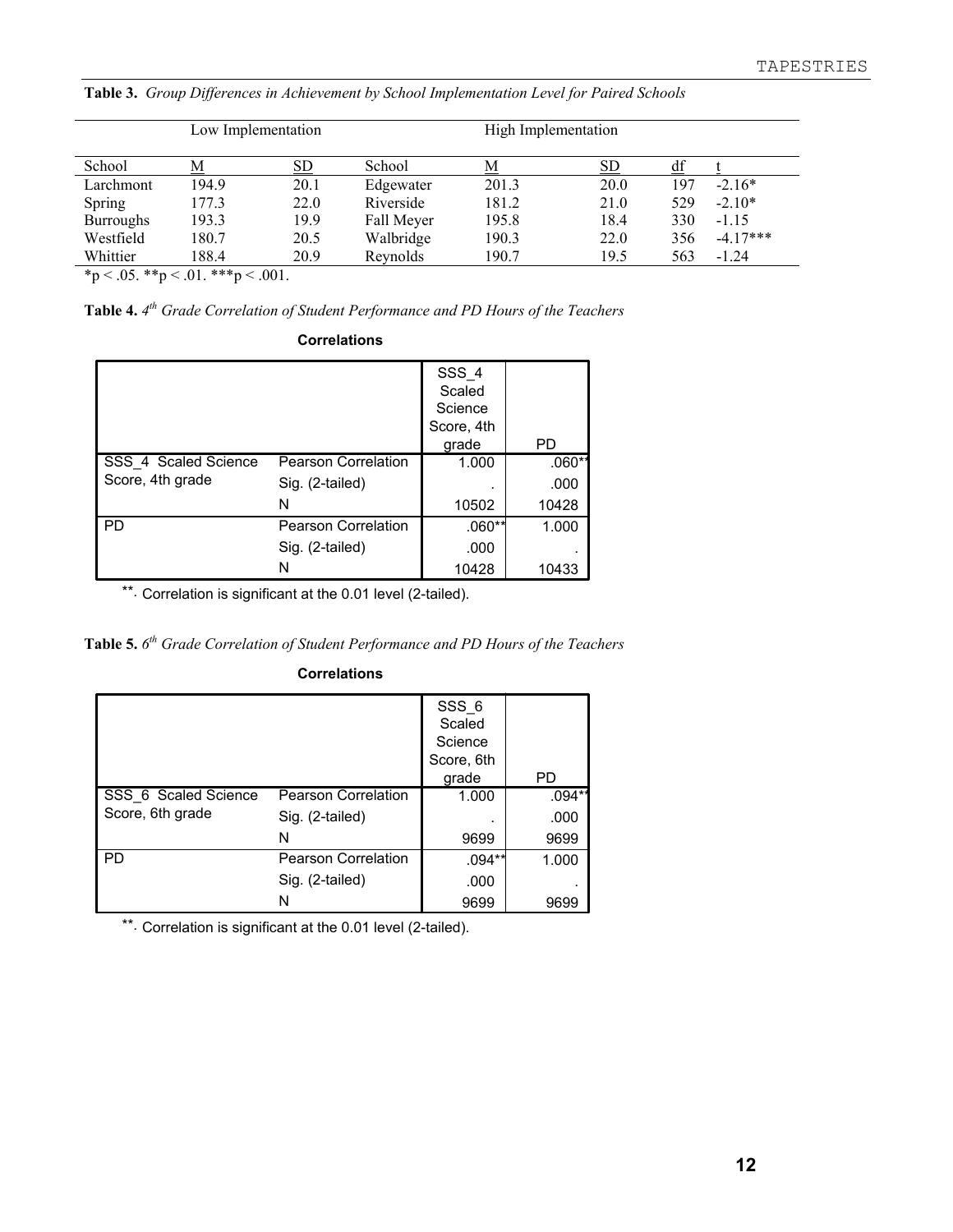**Table 3.** *Group Differences in Achievement by School Implementation Level for Paired Schools*

| Low Implementation | | | High Implementation | | | | |
|---|---|---|---|---|---|---|---|
| School | M | SD | School | M | SD | df | t |
| Larchmont | 194.9 | 20.1 | Edgewater | 201.3 | 20.0 | 197 | -2.16* |
| Spring | 177.3 | 22.0 | Riverside | 181.2 | 21.0 | 529 | -2.10* |
| Burroughs | 193.3 | 19.9 | Fall Meyer | 195.8 | 18.4 | 330 | -1.15 |
| Westfield | 180.7 | 20.5 | Walbridge | 190.3 | 22.0 | 356 | -4.17*** |
| Whittier | 188.4 | 20.9 | Reynolds | 190.7 | 19.5 | 563 | -1.24 |

*p < .05. **p < .01. ***p < .001.

**Table 4.** *4th Grade Correlation of Student Performance and PD Hours of the Teachers*

**Correlations**

| | | SSS_4 Scaled Science Score, 4th grade | PD |
|---|---|---|---|
| SSS_4 Scaled Science Score, 4th grade | Pearson Correlation | 1.000 | .060** |
| | Sig. (2-tailed) | . | .000 |
| | N | 10502 | 10428 |
| PD | Pearson Correlation | .060** | 1.000 |
| | Sig. (2-tailed) | .000 | . |
| | N | 10428 | 10433 |

**. Correlation is significant at the 0.01 level (2-tailed).

**Table 5.** *6th Grade Correlation of Student Performance and PD Hours of the Teachers*

**Correlations**

| | | SSS_6 Scaled Science Score, 6th grade | PD |
|---|---|---|---|
| SSS_6 Scaled Science Score, 6th grade | Pearson Correlation | 1.000 | .094** |
| | Sig. (2-tailed) | . | .000 |
| | N | 9699 | 9699 |
| PD | Pearson Correlation | .094** | 1.000 |
| | Sig. (2-tailed) | .000 | . |
| | N | 9699 | 9699 |

**. Correlation is significant at the 0.01 level (2-tailed).